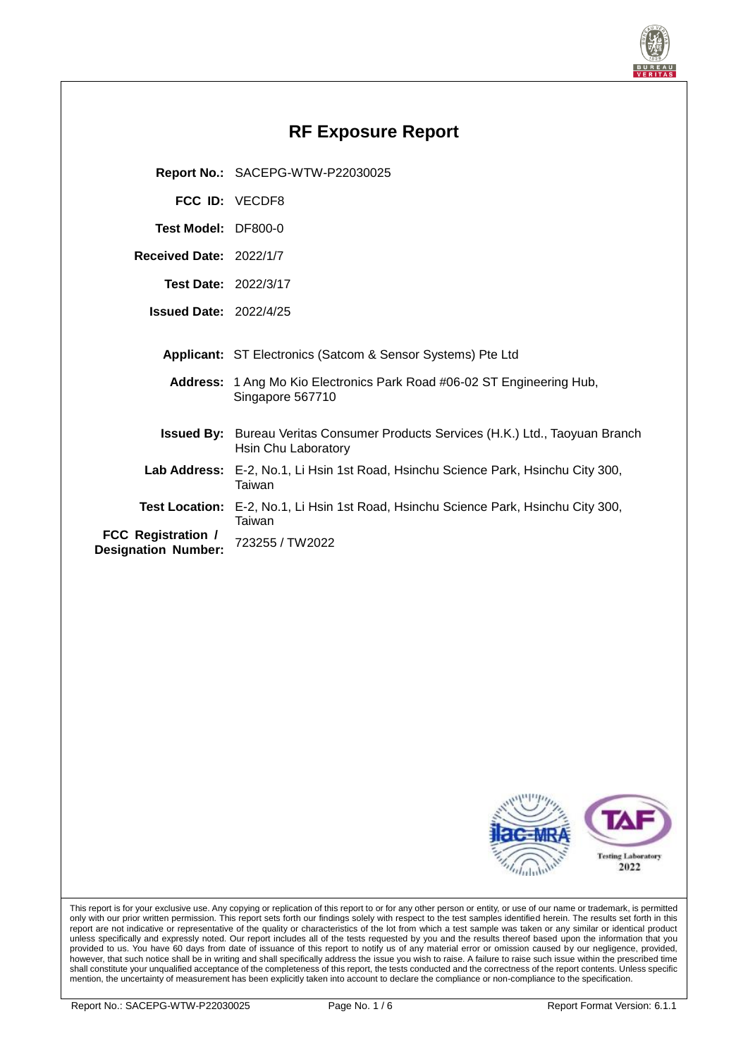# RF Exposure Report

| | |
|---|---|
| **Report No.:** | SACEPG-WTW-P22030025 |
| **FCC ID:** | VECDF8 |
| **Test Model:** | DF800-0 |
| **Received Date:** | 2022/1/7 |
| **Test Date:** | 2022/3/17 |
| **Issued Date:** | 2022/4/25 |
| **Applicant:** | ST Electronics (Satcom & Sensor Systems) Pte Ltd |
| **Address:** | 1 Ang Mo Kio Electronics Park Road #06-02 ST Engineering Hub, Singapore 567710 |
| **Issued By:** | Bureau Veritas Consumer Products Services (H.K.) Ltd., Taoyuan Branch Hsin Chu Laboratory |
| **Lab Address:** | E-2, No.1, Li Hsin 1st Road, Hsinchu Science Park, Hsinchu City 300, Taiwan |
| **Test Location:** | E-2, No.1, Li Hsin 1st Road, Hsinchu Science Park, Hsinchu City 300, Taiwan |
| **FCC Registration / Designation Number:** | 723255 / TW2022 |

Testing Laboratory 2022

This report is for your exclusive use. Any copying or replication of this report to or for any other person or entity, or use of our name or trademark, is permitted only with our prior written permission. This report sets forth our findings solely with respect to the test samples identified herein. The results set forth in this report are not indicative or representative of the quality or characteristics of the lot from which a test sample was taken or any similar or identical product unless specifically and expressly noted. Our report includes all of the tests requested by you and the results thereof based upon the information that you provided to us. You have 60 days from date of issuance of this report to notify us of any material error or omission caused by our negligence, provided, however, that such notice shall be in writing and shall specifically address the issue you wish to raise. A failure to raise such issue within the prescribed time shall constitute your unqualified acceptance of the completeness of this report, the tests conducted and the correctness of the report contents. Unless specific mention, the uncertainty of measurement has been explicitly taken into account to declare the compliance or non-compliance to the specification.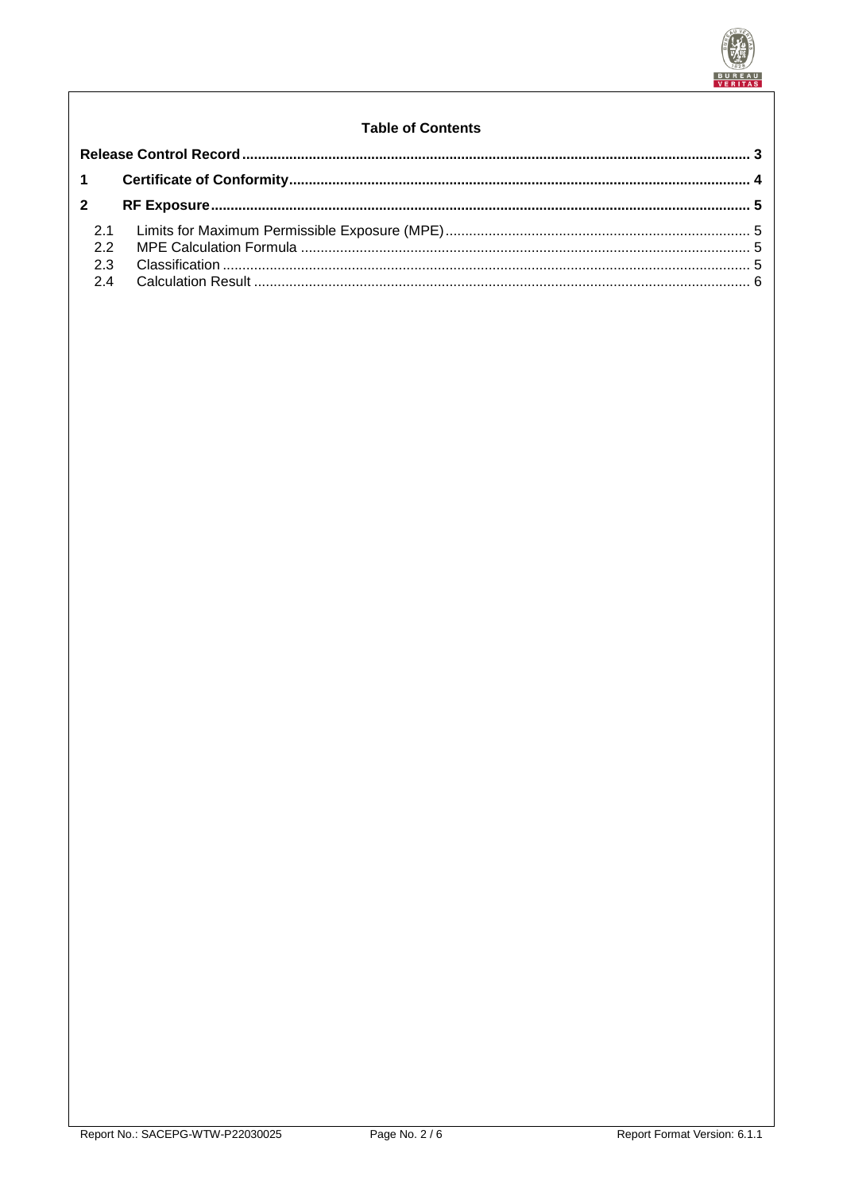## Table of Contents

**Release Control Record** ..... 3

**1 Certificate of Conformity** ..... 4

**2 RF Exposure** ..... 5

- 2.1 Limits for Maximum Permissible Exposure (MPE) ..... 5
- 2.2 MPE Calculation Formula ..... 5
- 2.3 Classification ..... 5
- 2.4 Calculation Result ..... 6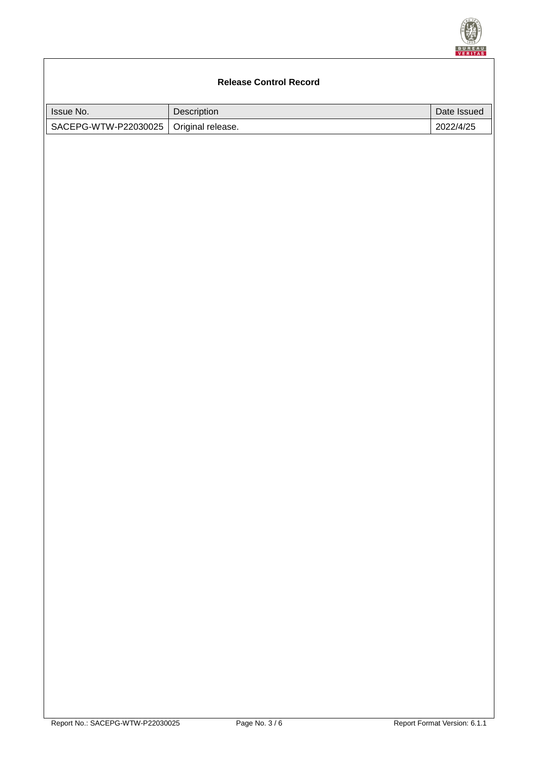## Release Control Record

| Issue No. | Description | Date Issued |
| --- | --- | --- |
| SACEPG-WTW-P22030025 | Original release. | 2022/4/25 |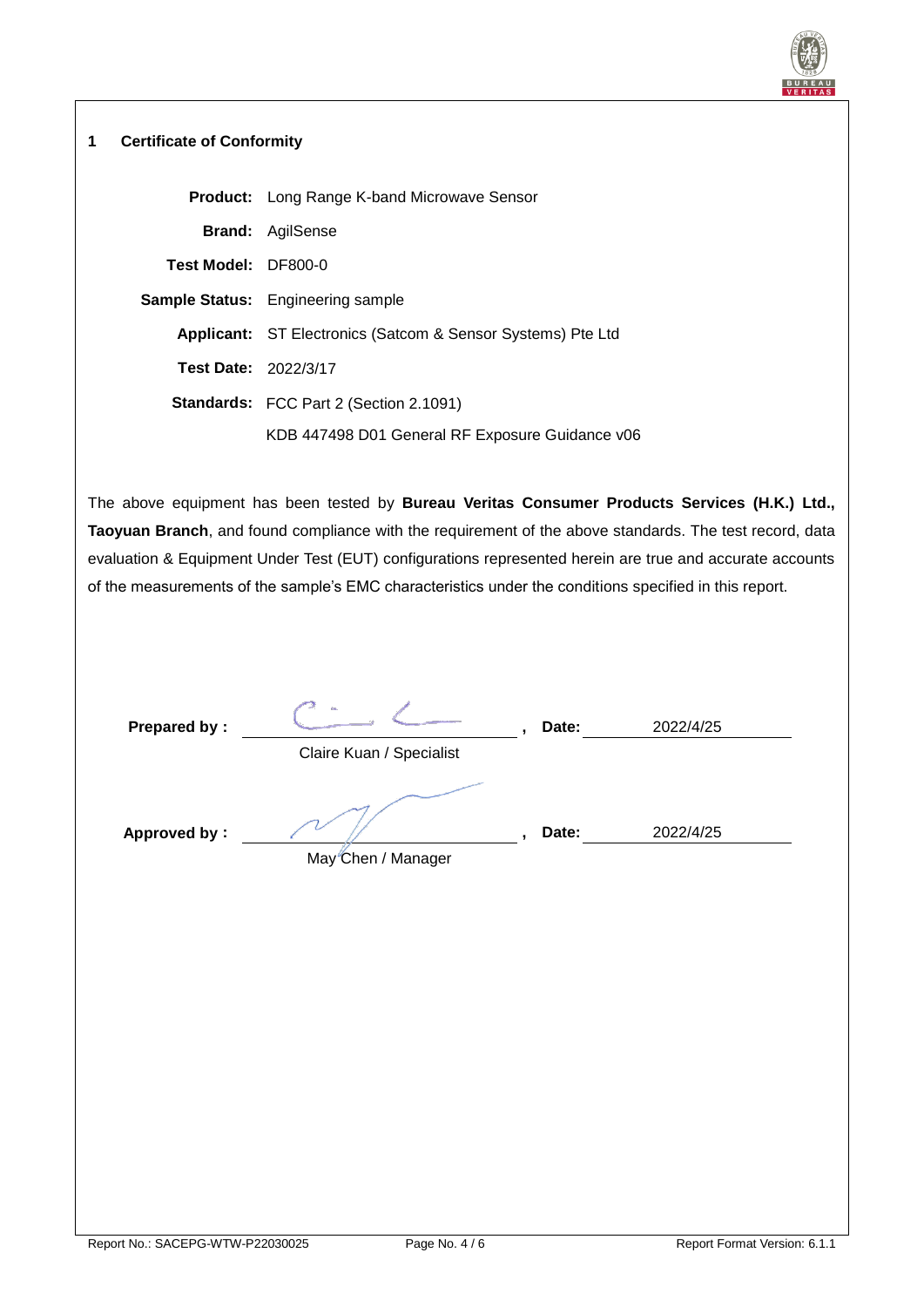## 1 Certificate of Conformity

**Product:** Long Range K-band Microwave Sensor

**Brand:** AgilSense

**Test Model:** DF800-0

**Sample Status:** Engineering sample

**Applicant:** ST Electronics (Satcom & Sensor Systems) Pte Ltd

**Test Date:** 2022/3/17

**Standards:** FCC Part 2 (Section 2.1091)

KDB 447498 D01 General RF Exposure Guidance v06

The above equipment has been tested by **Bureau Veritas Consumer Products Services (H.K.) Ltd., Taoyuan Branch**, and found compliance with the requirement of the above standards. The test record, data evaluation & Equipment Under Test (EUT) configurations represented herein are true and accurate accounts of the measurements of the sample's EMC characteristics under the conditions specified in this report.

**Prepared by :** ______________________ , **Date:** 2022/4/25

Claire Kuan / Specialist

**Approved by :** ______________________ , **Date:** 2022/4/25

May Chen / Manager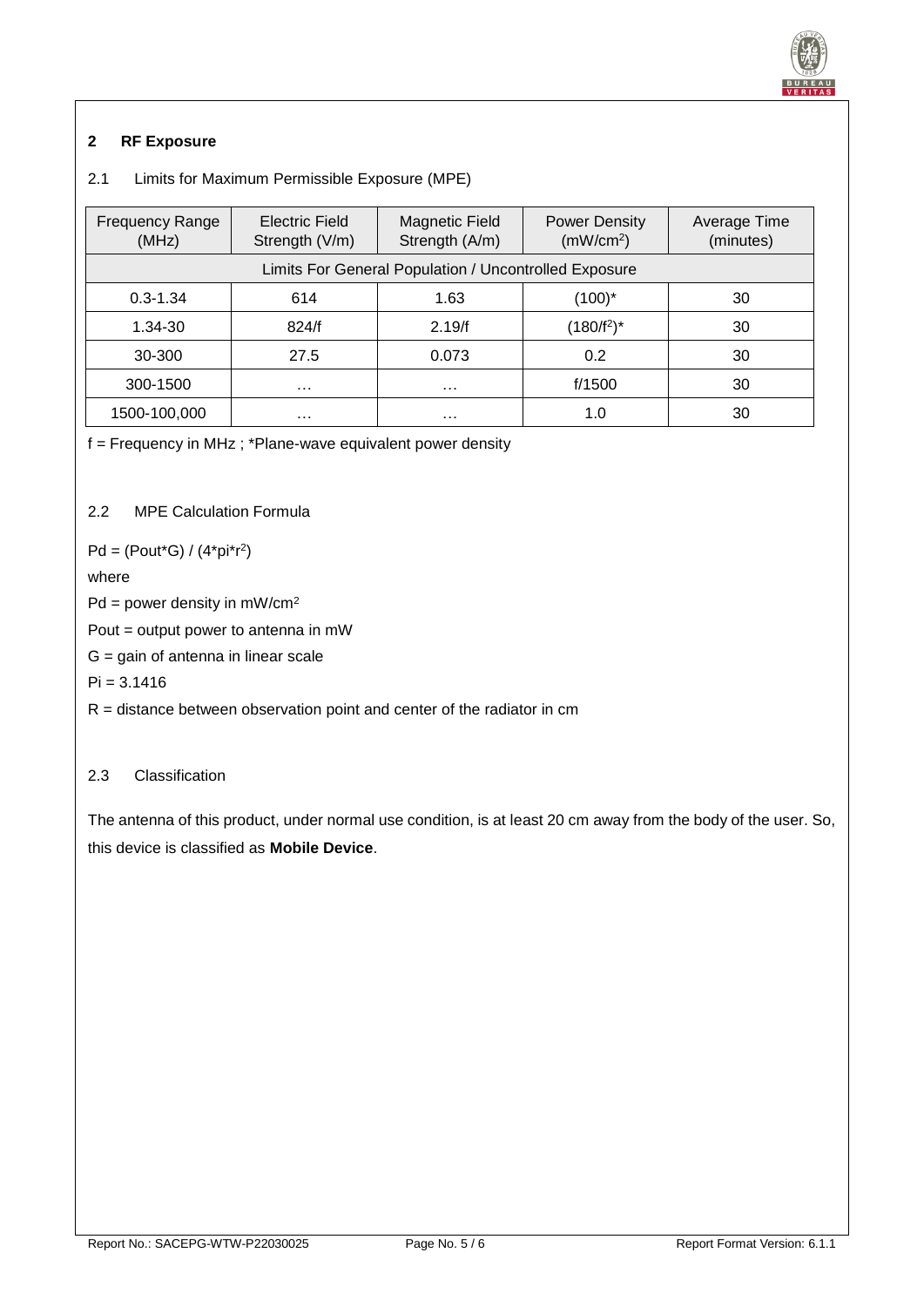## 2 RF Exposure

### 2.1 Limits for Maximum Permissible Exposure (MPE)

| Frequency Range (MHz) | Electric Field Strength (V/m) | Magnetic Field Strength (A/m) | Power Density ($mW/cm^2$) | Average Time (minutes) |
|---|---|---|---|---|
| Limits For General Population / Uncontrolled Exposure | | | | |
| 0.3-1.34 | 614 | 1.63 | (100)* | 30 |
| 1.34-30 | 824/f | 2.19/f | $(180/f^2)$* | 30 |
| 30-300 | 27.5 | 0.073 | 0.2 | 30 |
| 300-1500 | … | … | f/1500 | 30 |
| 1500-100,000 | … | … | 1.0 | 30 |

f = Frequency in MHz ; *Plane-wave equivalent power density

### 2.2 MPE Calculation Formula

$Pd = (Pout*G) / (4*pi*r^2)$

where

Pd = power density in $mW/cm^2$

Pout = output power to antenna in mW

G = gain of antenna in linear scale

Pi = 3.1416

R = distance between observation point and center of the radiator in cm

### 2.3 Classification

The antenna of this product, under normal use condition, is at least 20 cm away from the body of the user. So, this device is classified as **Mobile Device**.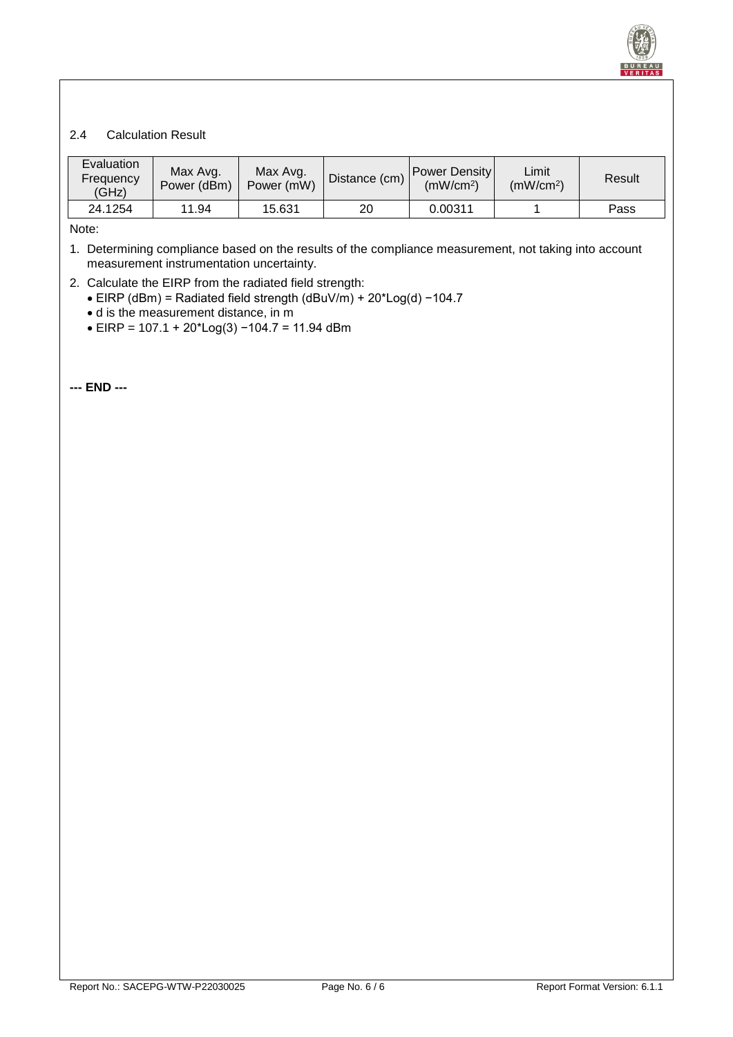## 2.4 Calculation Result

| Evaluation Frequency (GHz) | Max Avg. Power (dBm) | Max Avg. Power (mW) | Distance (cm) | Power Density ($mW/cm^2$) | Limit ($mW/cm^2$) | Result |
|---|---|---|---|---|---|---|
| 24.1254 | 11.94 | 15.631 | 20 | 0.00311 | 1 | Pass |

Note:

1. Determining compliance based on the results of the compliance measurement, not taking into account measurement instrumentation uncertainty.
2. Calculate the EIRP from the radiated field strength:
   - EIRP (dBm) = Radiated field strength (dBuV/m) + 20*Log(d) −104.7
   - d is the measurement distance, in m
   - EIRP = 107.1 + 20*Log(3) −104.7 = 11.94 dBm

**--- END ---**